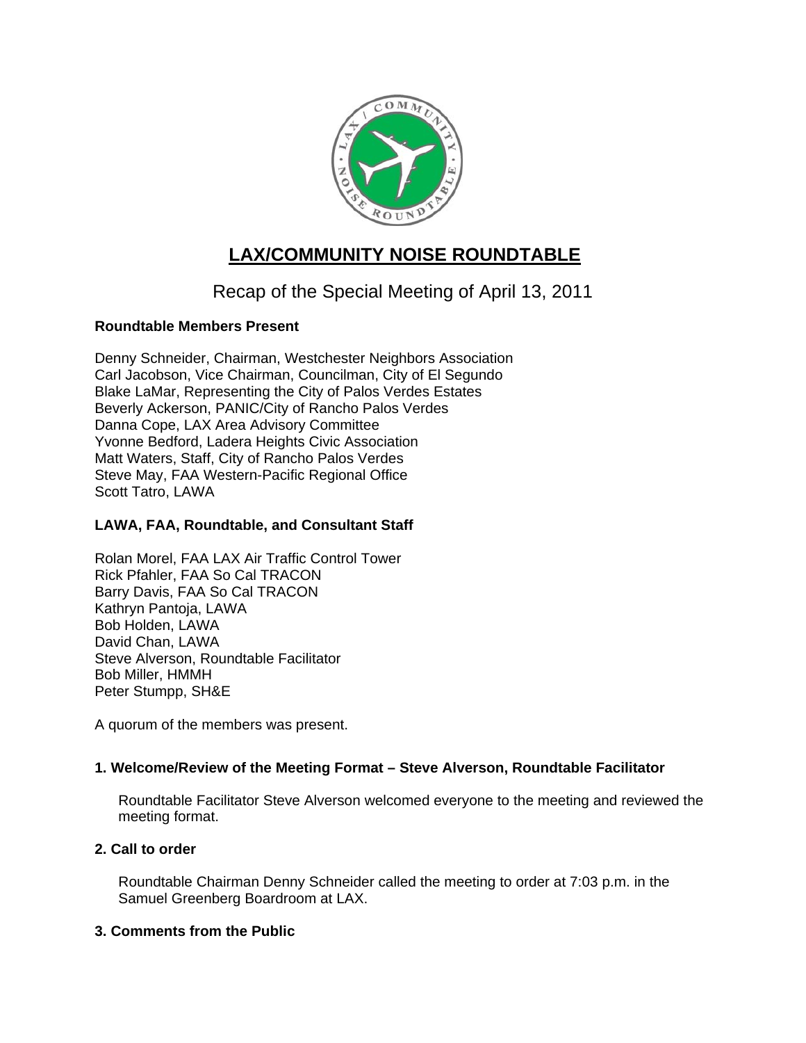# LAX/COMMUNITY NOISE ROUNDTABLE

## Recap of the Special Meeting of April 13, 2011

**Roundtable Members Present**

Denny Schneider, Chairman, Westchester Neighbors Association
Carl Jacobson, Vice Chairman, Councilman, City of El Segundo
Blake LaMar, Representing the City of Palos Verdes Estates
Beverly Ackerson, PANIC/City of Rancho Palos Verdes
Danna Cope, LAX Area Advisory Committee
Yvonne Bedford, Ladera Heights Civic Association
Matt Waters, Staff, City of Rancho Palos Verdes
Steve May, FAA Western-Pacific Regional Office
Scott Tatro, LAWA

**LAWA, FAA, Roundtable, and Consultant Staff**

Rolan Morel, FAA LAX Air Traffic Control Tower
Rick Pfahler, FAA So Cal TRACON
Barry Davis, FAA So Cal TRACON
Kathryn Pantoja, LAWA
Bob Holden, LAWA
David Chan, LAWA
Steve Alverson, Roundtable Facilitator
Bob Miller, HMMH
Peter Stumpp, SH&E

A quorum of the members was present.

### 1. Welcome/Review of the Meeting Format – Steve Alverson, Roundtable Facilitator

Roundtable Facilitator Steve Alverson welcomed everyone to the meeting and reviewed the meeting format.

### 2. Call to order

Roundtable Chairman Denny Schneider called the meeting to order at 7:03 p.m. in the Samuel Greenberg Boardroom at LAX.

### 3. Comments from the Public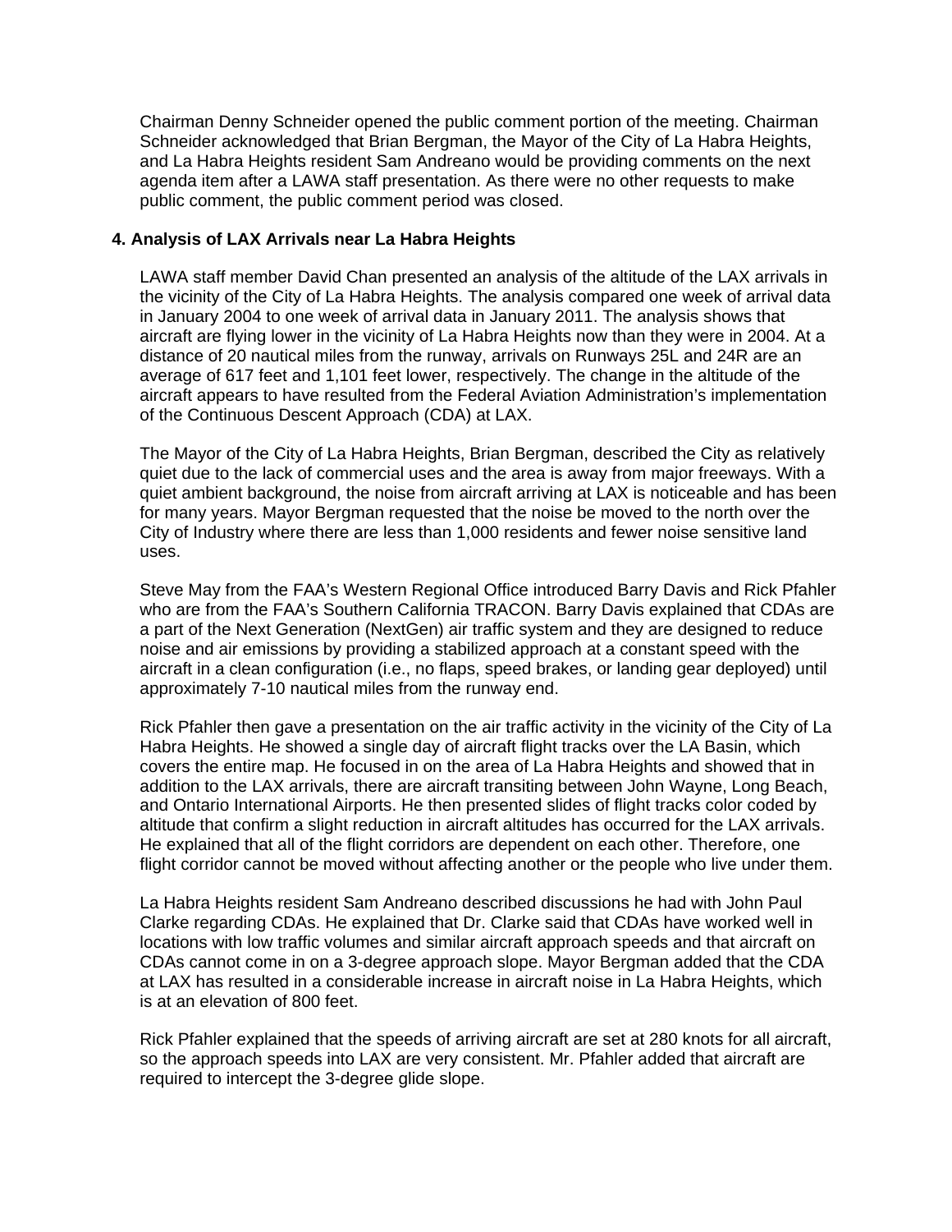Chairman Denny Schneider opened the public comment portion of the meeting. Chairman Schneider acknowledged that Brian Bergman, the Mayor of the City of La Habra Heights, and La Habra Heights resident Sam Andreano would be providing comments on the next agenda item after a LAWA staff presentation. As there were no other requests to make public comment, the public comment period was closed.

**4. Analysis of LAX Arrivals near La Habra Heights**

LAWA staff member David Chan presented an analysis of the altitude of the LAX arrivals in the vicinity of the City of La Habra Heights. The analysis compared one week of arrival data in January 2004 to one week of arrival data in January 2011. The analysis shows that aircraft are flying lower in the vicinity of La Habra Heights now than they were in 2004. At a distance of 20 nautical miles from the runway, arrivals on Runways 25L and 24R are an average of 617 feet and 1,101 feet lower, respectively. The change in the altitude of the aircraft appears to have resulted from the Federal Aviation Administration's implementation of the Continuous Descent Approach (CDA) at LAX.

The Mayor of the City of La Habra Heights, Brian Bergman, described the City as relatively quiet due to the lack of commercial uses and the area is away from major freeways. With a quiet ambient background, the noise from aircraft arriving at LAX is noticeable and has been for many years. Mayor Bergman requested that the noise be moved to the north over the City of Industry where there are less than 1,000 residents and fewer noise sensitive land uses.

Steve May from the FAA's Western Regional Office introduced Barry Davis and Rick Pfahler who are from the FAA's Southern California TRACON. Barry Davis explained that CDAs are a part of the Next Generation (NextGen) air traffic system and they are designed to reduce noise and air emissions by providing a stabilized approach at a constant speed with the aircraft in a clean configuration (i.e., no flaps, speed brakes, or landing gear deployed) until approximately 7-10 nautical miles from the runway end.

Rick Pfahler then gave a presentation on the air traffic activity in the vicinity of the City of La Habra Heights. He showed a single day of aircraft flight tracks over the LA Basin, which covers the entire map. He focused in on the area of La Habra Heights and showed that in addition to the LAX arrivals, there are aircraft transiting between John Wayne, Long Beach, and Ontario International Airports. He then presented slides of flight tracks color coded by altitude that confirm a slight reduction in aircraft altitudes has occurred for the LAX arrivals. He explained that all of the flight corridors are dependent on each other. Therefore, one flight corridor cannot be moved without affecting another or the people who live under them.

La Habra Heights resident Sam Andreano described discussions he had with John Paul Clarke regarding CDAs. He explained that Dr. Clarke said that CDAs have worked well in locations with low traffic volumes and similar aircraft approach speeds and that aircraft on CDAs cannot come in on a 3-degree approach slope. Mayor Bergman added that the CDA at LAX has resulted in a considerable increase in aircraft noise in La Habra Heights, which is at an elevation of 800 feet.

Rick Pfahler explained that the speeds of arriving aircraft are set at 280 knots for all aircraft, so the approach speeds into LAX are very consistent. Mr. Pfahler added that aircraft are required to intercept the 3-degree glide slope.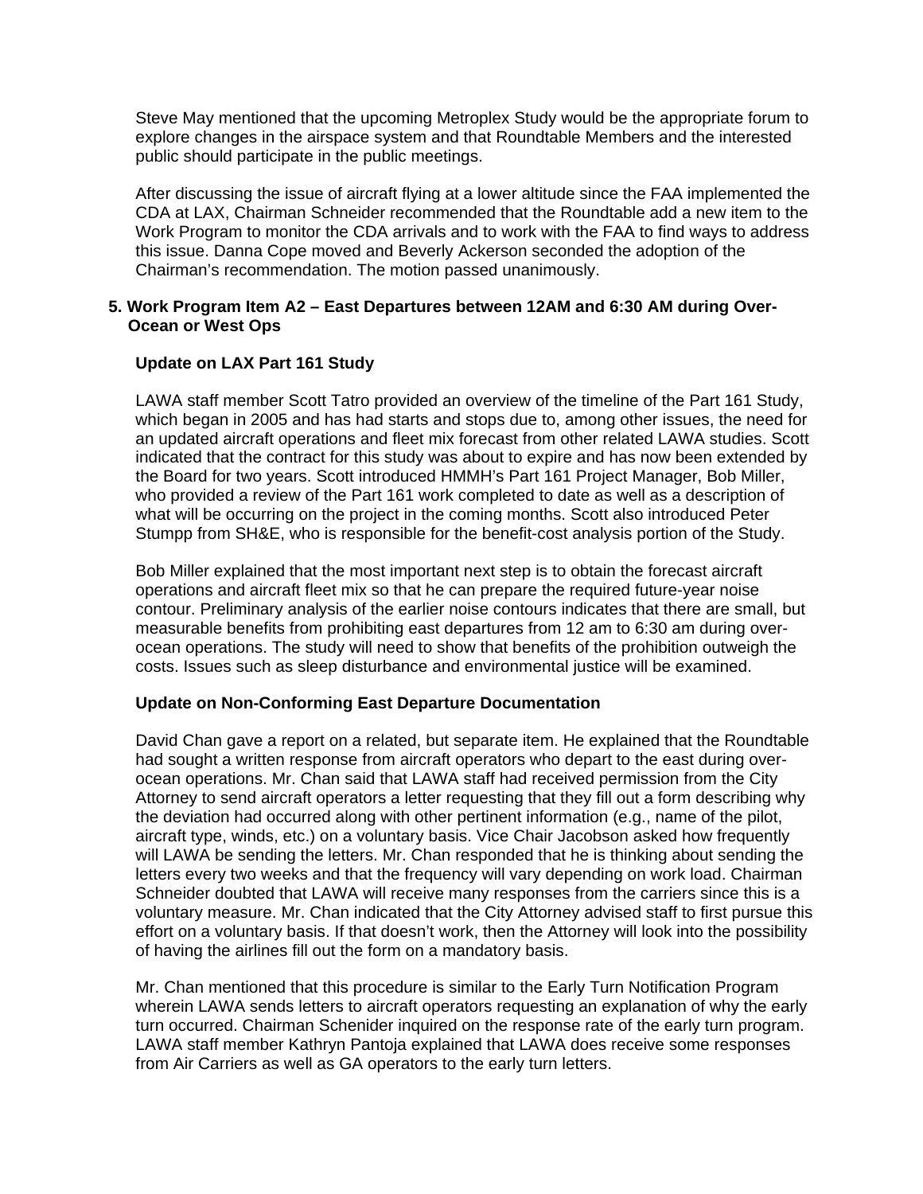Steve May mentioned that the upcoming Metroplex Study would be the appropriate forum to explore changes in the airspace system and that Roundtable Members and the interested public should participate in the public meetings.

After discussing the issue of aircraft flying at a lower altitude since the FAA implemented the CDA at LAX, Chairman Schneider recommended that the Roundtable add a new item to the Work Program to monitor the CDA arrivals and to work with the FAA to find ways to address this issue. Danna Cope moved and Beverly Ackerson seconded the adoption of the Chairman's recommendation. The motion passed unanimously.

**5. Work Program Item A2 – East Departures between 12AM and 6:30 AM during Over-Ocean or West Ops**

**Update on LAX Part 161 Study**

LAWA staff member Scott Tatro provided an overview of the timeline of the Part 161 Study, which began in 2005 and has had starts and stops due to, among other issues, the need for an updated aircraft operations and fleet mix forecast from other related LAWA studies. Scott indicated that the contract for this study was about to expire and has now been extended by the Board for two years. Scott introduced HMMH's Part 161 Project Manager, Bob Miller, who provided a review of the Part 161 work completed to date as well as a description of what will be occurring on the project in the coming months. Scott also introduced Peter Stumpp from SH&E, who is responsible for the benefit-cost analysis portion of the Study.

Bob Miller explained that the most important next step is to obtain the forecast aircraft operations and aircraft fleet mix so that he can prepare the required future-year noise contour. Preliminary analysis of the earlier noise contours indicates that there are small, but measurable benefits from prohibiting east departures from 12 am to 6:30 am during over-ocean operations. The study will need to show that benefits of the prohibition outweigh the costs. Issues such as sleep disturbance and environmental justice will be examined.

**Update on Non-Conforming East Departure Documentation**

David Chan gave a report on a related, but separate item. He explained that the Roundtable had sought a written response from aircraft operators who depart to the east during over-ocean operations. Mr. Chan said that LAWA staff had received permission from the City Attorney to send aircraft operators a letter requesting that they fill out a form describing why the deviation had occurred along with other pertinent information (e.g., name of the pilot, aircraft type, winds, etc.) on a voluntary basis. Vice Chair Jacobson asked how frequently will LAWA be sending the letters. Mr. Chan responded that he is thinking about sending the letters every two weeks and that the frequency will vary depending on work load. Chairman Schneider doubted that LAWA will receive many responses from the carriers since this is a voluntary measure. Mr. Chan indicated that the City Attorney advised staff to first pursue this effort on a voluntary basis. If that doesn't work, then the Attorney will look into the possibility of having the airlines fill out the form on a mandatory basis.

Mr. Chan mentioned that this procedure is similar to the Early Turn Notification Program wherein LAWA sends letters to aircraft operators requesting an explanation of why the early turn occurred. Chairman Schenider inquired on the response rate of the early turn program. LAWA staff member Kathryn Pantoja explained that LAWA does receive some responses from Air Carriers as well as GA operators to the early turn letters.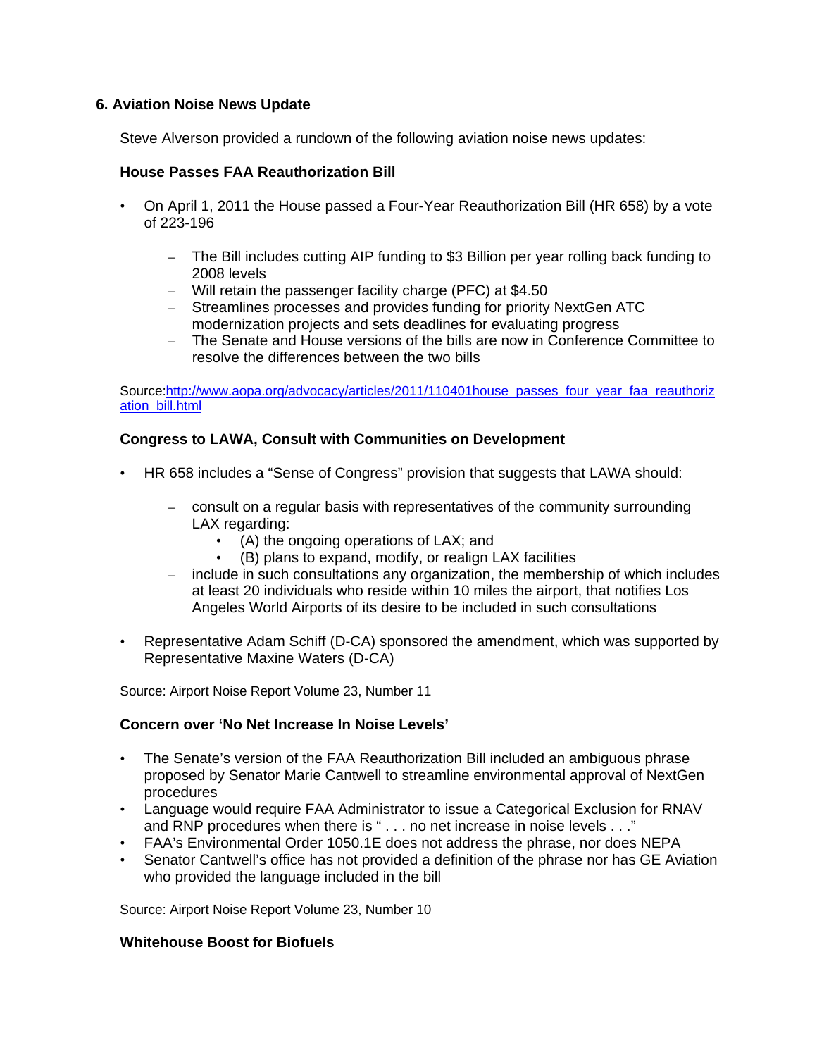## 6. Aviation Noise News Update

Steve Alverson provided a rundown of the following aviation noise news updates:

### House Passes FAA Reauthorization Bill

- On April 1, 2011 the House passed a Four-Year Reauthorization Bill (HR 658) by a vote of 223-196
  - The Bill includes cutting AIP funding to $3 Billion per year rolling back funding to 2008 levels
  - Will retain the passenger facility charge (PFC) at $4.50
  - Streamlines processes and provides funding for priority NextGen ATC modernization projects and sets deadlines for evaluating progress
  - The Senate and House versions of the bills are now in Conference Committee to resolve the differences between the two bills

Source:[http://www.aopa.org/advocacy/articles/2011/110401house_passes_four_year_faa_reauthorization_bill.html](http://www.aopa.org/advocacy/articles/2011/110401house_passes_four_year_faa_reauthorization_bill.html)

### Congress to LAWA, Consult with Communities on Development

- HR 658 includes a "Sense of Congress" provision that suggests that LAWA should:
  - consult on a regular basis with representatives of the community surrounding LAX regarding:
    - (A) the ongoing operations of LAX; and
    - (B) plans to expand, modify, or realign LAX facilities
  - include in such consultations any organization, the membership of which includes at least 20 individuals who reside within 10 miles the airport, that notifies Los Angeles World Airports of its desire to be included in such consultations
- Representative Adam Schiff (D-CA) sponsored the amendment, which was supported by Representative Maxine Waters (D-CA)

Source: Airport Noise Report Volume 23, Number 11

### Concern over 'No Net Increase In Noise Levels'

- The Senate's version of the FAA Reauthorization Bill included an ambiguous phrase proposed by Senator Marie Cantwell to streamline environmental approval of NextGen procedures
- Language would require FAA Administrator to issue a Categorical Exclusion for RNAV and RNP procedures when there is " . . . no net increase in noise levels . . ."
- FAA's Environmental Order 1050.1E does not address the phrase, nor does NEPA
- Senator Cantwell's office has not provided a definition of the phrase nor has GE Aviation who provided the language included in the bill

Source: Airport Noise Report Volume 23, Number 10

### Whitehouse Boost for Biofuels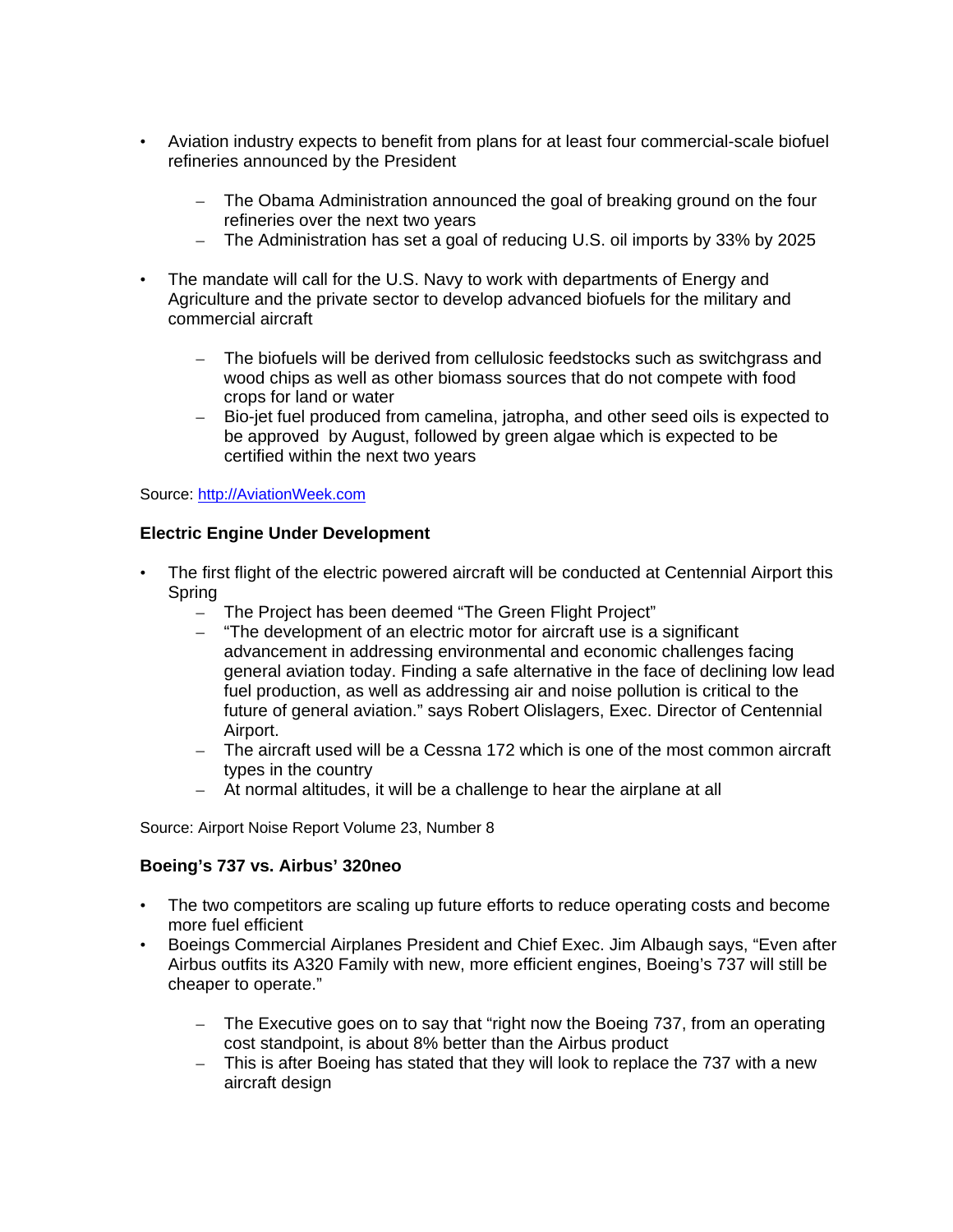- Aviation industry expects to benefit from plans for at least four commercial-scale biofuel refineries announced by the President
  - The Obama Administration announced the goal of breaking ground on the four refineries over the next two years
  - The Administration has set a goal of reducing U.S. oil imports by 33% by 2025
- The mandate will call for the U.S. Navy to work with departments of Energy and Agriculture and the private sector to develop advanced biofuels for the military and commercial aircraft
  - The biofuels will be derived from cellulosic feedstocks such as switchgrass and wood chips as well as other biomass sources that do not compete with food crops for land or water
  - Bio-jet fuel produced from camelina, jatropha, and other seed oils is expected to be approved by August, followed by green algae which is expected to be certified within the next two years

Source: [http://AviationWeek.com](http://AviationWeek.com)

**Electric Engine Under Development**

- The first flight of the electric powered aircraft will be conducted at Centennial Airport this Spring
  - The Project has been deemed "The Green Flight Project"
  - "The development of an electric motor for aircraft use is a significant advancement in addressing environmental and economic challenges facing general aviation today. Finding a safe alternative in the face of declining low lead fuel production, as well as addressing air and noise pollution is critical to the future of general aviation." says Robert Olislagers, Exec. Director of Centennial Airport.
  - The aircraft used will be a Cessna 172 which is one of the most common aircraft types in the country
  - At normal altitudes, it will be a challenge to hear the airplane at all

Source: Airport Noise Report Volume 23, Number 8

**Boeing's 737 vs. Airbus' 320neo**

- The two competitors are scaling up future efforts to reduce operating costs and become more fuel efficient
- Boeings Commercial Airplanes President and Chief Exec. Jim Albaugh says, "Even after Airbus outfits its A320 Family with new, more efficient engines, Boeing's 737 will still be cheaper to operate."
  - The Executive goes on to say that "right now the Boeing 737, from an operating cost standpoint, is about 8% better than the Airbus product
  - This is after Boeing has stated that they will look to replace the 737 with a new aircraft design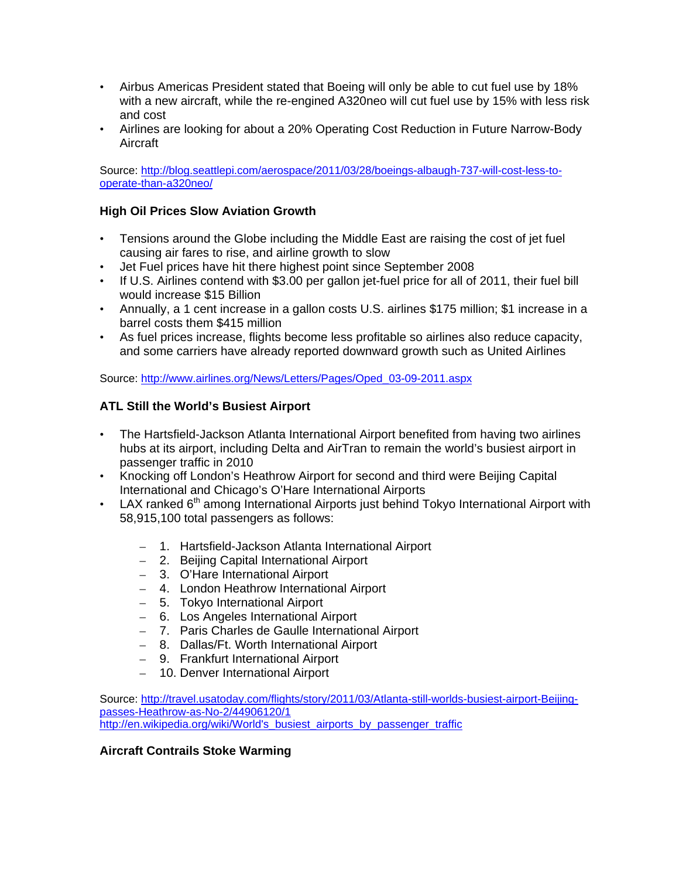- Airbus Americas President stated that Boeing will only be able to cut fuel use by 18% with a new aircraft, while the re-engined A320neo will cut fuel use by 15% with less risk and cost
- Airlines are looking for about a 20% Operating Cost Reduction in Future Narrow-Body Aircraft

Source: http://blog.seattlepi.com/aerospace/2011/03/28/boeings-albaugh-737-will-cost-less-to-operate-than-a320neo/

### High Oil Prices Slow Aviation Growth

- Tensions around the Globe including the Middle East are raising the cost of jet fuel causing air fares to rise, and airline growth to slow
- Jet Fuel prices have hit there highest point since September 2008
- If U.S. Airlines contend with $3.00 per gallon jet-fuel price for all of 2011, their fuel bill would increase $15 Billion
- Annually, a 1 cent increase in a gallon costs U.S. airlines $175 million; $1 increase in a barrel costs them $415 million
- As fuel prices increase, flights become less profitable so airlines also reduce capacity, and some carriers have already reported downward growth such as United Airlines

Source: http://www.airlines.org/News/Letters/Pages/Oped_03-09-2011.aspx

### ATL Still the World's Busiest Airport

- The Hartsfield-Jackson Atlanta International Airport benefited from having two airlines hubs at its airport, including Delta and AirTran to remain the world's busiest airport in passenger traffic in 2010
- Knocking off London's Heathrow Airport for second and third were Beijing Capital International and Chicago's O'Hare International Airports
- LAX ranked 6th among International Airports just behind Tokyo International Airport with 58,915,100 total passengers as follows:
  - 1. Hartsfield-Jackson Atlanta International Airport
  - 2. Beijing Capital International Airport
  - 3. O'Hare International Airport
  - 4. London Heathrow International Airport
  - 5. Tokyo International Airport
  - 6. Los Angeles International Airport
  - 7. Paris Charles de Gaulle International Airport
  - 8. Dallas/Ft. Worth International Airport
  - 9. Frankfurt International Airport
  - 10. Denver International Airport

Source: http://travel.usatoday.com/flights/story/2011/03/Atlanta-still-worlds-busiest-airport-Beijing-passes-Heathrow-as-No-2/44906120/1
http://en.wikipedia.org/wiki/World's_busiest_airports_by_passenger_traffic

### Aircraft Contrails Stoke Warming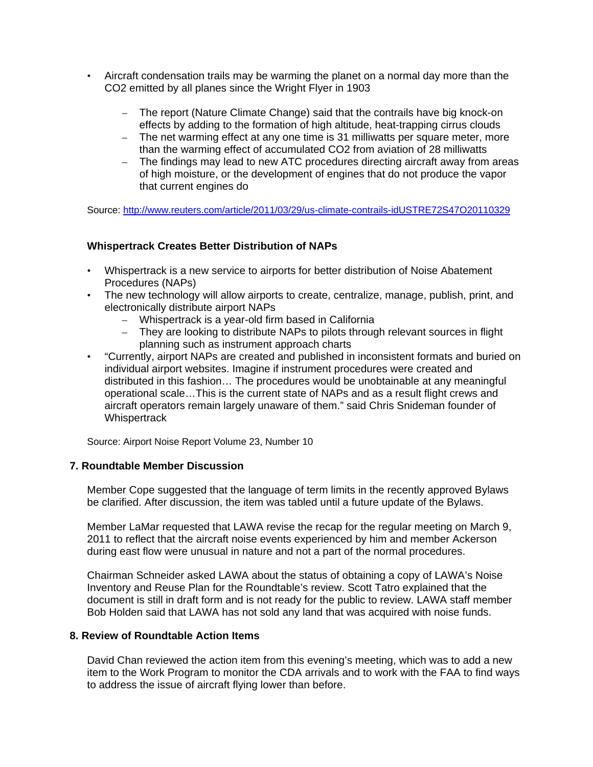- Aircraft condensation trails may be warming the planet on a normal day more than the $CO_2$ emitted by all planes since the Wright Flyer in 1903
  - The report (Nature Climate Change) said that the contrails have big knock-on effects by adding to the formation of high altitude, heat-trapping cirrus clouds
  - The net warming effect at any one time is 31 milliwatts per square meter, more than the warming effect of accumulated $CO_2$ from aviation of 28 milliwatts
  - The findings may lead to new ATC procedures directing aircraft away from areas of high moisture, or the development of engines that do not produce the vapor that current engines do

Source: http://www.reuters.com/article/2011/03/29/us-climate-contrails-idUSTRE72S47O20110329

**Whispertrack Creates Better Distribution of NAPs**

- Whispertrack is a new service to airports for better distribution of Noise Abatement Procedures (NAPs)
- The new technology will allow airports to create, centralize, manage, publish, print, and electronically distribute airport NAPs
  - Whispertrack is a year-old firm based in California
  - They are looking to distribute NAPs to pilots through relevant sources in flight planning such as instrument approach charts
- "Currently, airport NAPs are created and published in inconsistent formats and buried on individual airport websites. Imagine if instrument procedures were created and distributed in this fashion… The procedures would be unobtainable at any meaningful operational scale…This is the current state of NAPs and as a result flight crews and aircraft operators remain largely unaware of them." said Chris Snideman founder of Whispertrack

Source: Airport Noise Report Volume 23, Number 10

## 7. Roundtable Member Discussion

Member Cope suggested that the language of term limits in the recently approved Bylaws be clarified. After discussion, the item was tabled until a future update of the Bylaws.

Member LaMar requested that LAWA revise the recap for the regular meeting on March 9, 2011 to reflect that the aircraft noise events experienced by him and member Ackerson during east flow were unusual in nature and not a part of the normal procedures.

Chairman Schneider asked LAWA about the status of obtaining a copy of LAWA's Noise Inventory and Reuse Plan for the Roundtable's review. Scott Tatro explained that the document is still in draft form and is not ready for the public to review. LAWA staff member Bob Holden said that LAWA has not sold any land that was acquired with noise funds.

## 8. Review of Roundtable Action Items

David Chan reviewed the action item from this evening's meeting, which was to add a new item to the Work Program to monitor the CDA arrivals and to work with the FAA to find ways to address the issue of aircraft flying lower than before.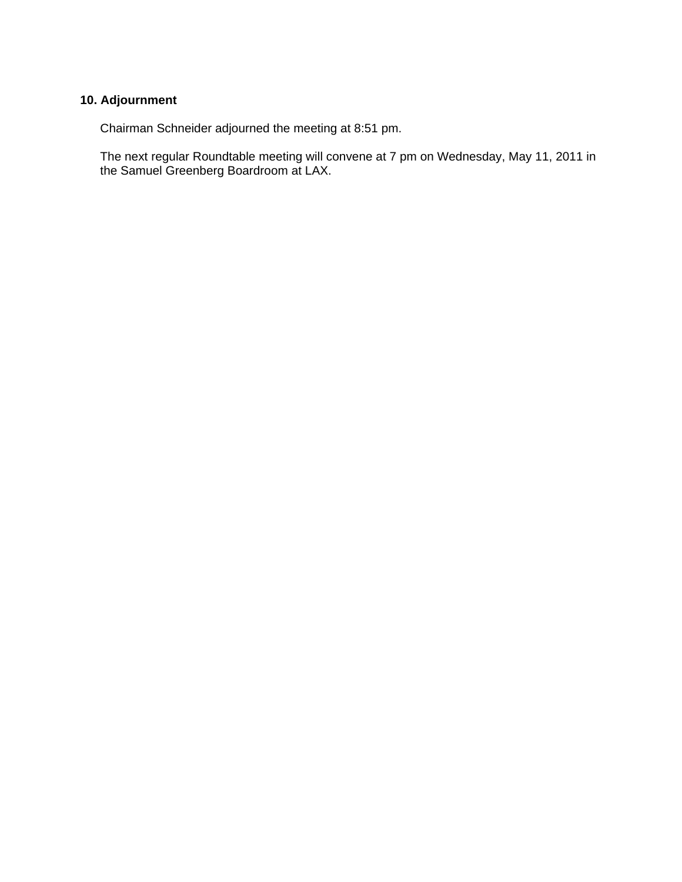### 10. Adjournment

Chairman Schneider adjourned the meeting at 8:51 pm.

The next regular Roundtable meeting will convene at 7 pm on Wednesday, May 11, 2011 in the Samuel Greenberg Boardroom at LAX.